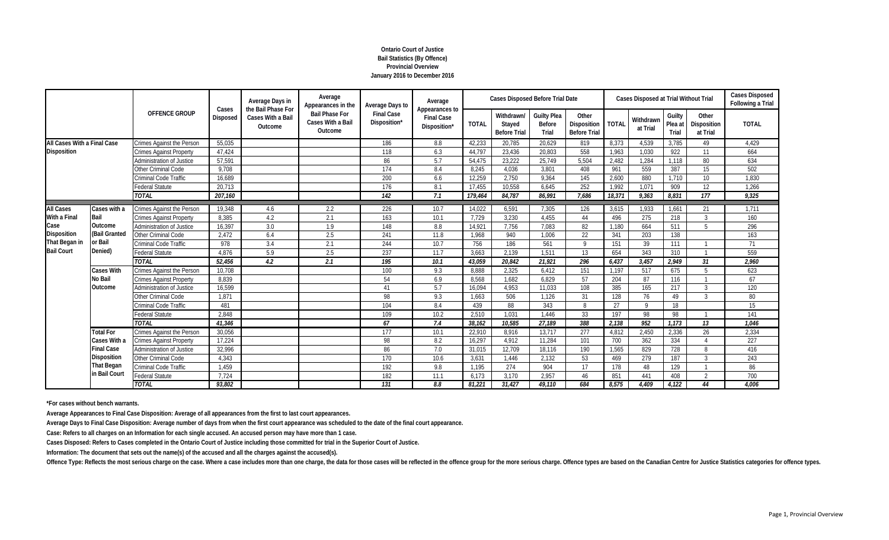# Ontario Court of Justice
## Bail Statistics (By Offence)
## Provincial Overview
## January 2016 to December 2016

| | | OFFENCE GROUP | Cases Disposed | Average Days in the Bail Phase For Cases With a Bail Outcome | Average Appearances in the Bail Phase For Cases With a Bail Outcome | Average Days to Final Case Disposition* | Average Appearances to Final Case Disposition* | Cases Disposed Before Trial Date | | | | Cases Disposed at Trial Without Trial | | | | Cases Disposed Following a Trial |
|---|---|---|---|---|---|---|---|---|---|---|---|---|---|---|---|---|
| | | | | | | | | TOTAL | Withdrawn/ Stayed Before Trial | Guilty Plea Before Trial | Other Disposition Before Trial | TOTAL | Withdrawn at Trial | Guilty Plea at Trial | Other Disposition at Trial | TOTAL |
| All Cases With a Final Case Disposition | | Crimes Against the Person | 55,035 | | | 186 | 8.8 | 42,233 | 20,785 | 20,629 | 819 | 8,373 | 4,539 | 3,785 | 49 | 4,429 |
| | | Crimes Against Property | 47,424 | | | 118 | 6.3 | 44,797 | 23,436 | 20,803 | 558 | 1,963 | 1,030 | 922 | 11 | 664 |
| | | Administration of Justice | 57,591 | | | 86 | 5.7 | 54,475 | 23,222 | 25,749 | 5,504 | 2,482 | 1,284 | 1,118 | 80 | 634 |
| | | Other Criminal Code | 9,708 | | | 174 | 8.4 | 8,245 | 4,036 | 3,801 | 408 | 961 | 559 | 387 | 15 | 502 |
| | | Criminal Code Traffic | 16,689 | | | 200 | 6.6 | 12,259 | 2,750 | 9,364 | 145 | 2,600 | 880 | 1,710 | 10 | 1,830 |
| | | Federal Statute | 20,713 | | | 176 | 8.1 | 17,455 | 10,558 | 6,645 | 252 | 1,992 | 1,071 | 909 | 12 | 1,266 |
| | | *TOTAL* | *207,160* | | | *142* | *7.1* | *179,464* | *84,787* | *86,991* | *7,686* | *18,371* | *9,363* | *8,831* | *177* | *9,325* |
| All Cases With a Final Case Disposition That Began in Bail Court | Cases with a Bail Outcome (Bail Granted or Bail Denied) | Crimes Against the Person | 19,348 | 4.6 | 2.2 | 226 | 10.7 | 14,022 | 6,591 | 7,305 | 126 | 3,615 | 1,933 | 1,661 | 21 | 1,711 |
| | | Crimes Against Property | 8,385 | 4.2 | 2.1 | 163 | 10.1 | 7,729 | 3,230 | 4,455 | 44 | 496 | 275 | 218 | 3 | 160 |
| | | Administration of Justice | 16,397 | 3.0 | 1.9 | 148 | 8.8 | 14,921 | 7,756 | 7,083 | 82 | 1,180 | 664 | 511 | 5 | 296 |
| | | Other Criminal Code | 2,472 | 6.4 | 2.5 | 241 | 11.8 | 1,968 | 940 | 1,006 | 22 | 341 | 203 | 138 | | 163 |
| | | Criminal Code Traffic | 978 | 3.4 | 2.1 | 244 | 10.7 | 756 | 186 | 561 | 9 | 151 | 39 | 111 | 1 | 71 |
| | | Federal Statute | 4,876 | 5.9 | 2.5 | 237 | 11.7 | 3,663 | 2,139 | 1,511 | 13 | 654 | 343 | 310 | 1 | 559 |
| | | *TOTAL* | *52,456* | *4.2* | *2.1* | *195* | *10.1* | *43,059* | *20,842* | *21,921* | *296* | *6,437* | *3,457* | *2,949* | *31* | *2,960* |
| | Cases With No Bail Outcome | Crimes Against the Person | 10,708 | | | 100 | 9.3 | 8,888 | 2,325 | 6,412 | 151 | 1,197 | 517 | 675 | 5 | 623 |
| | | Crimes Against Property | 8,839 | | | 54 | 6.9 | 8,568 | 1,682 | 6,829 | 57 | 204 | 87 | 116 | 1 | 67 |
| | | Administration of Justice | 16,599 | | | 41 | 5.7 | 16,094 | 4,953 | 11,033 | 108 | 385 | 165 | 217 | 3 | 120 |
| | | Other Criminal Code | 1,871 | | | 98 | 9.3 | 1,663 | 506 | 1,126 | 31 | 128 | 76 | 49 | 3 | 80 |
| | | Criminal Code Traffic | 481 | | | 104 | 8.4 | 439 | 88 | 343 | 8 | 27 | 9 | 18 | | 15 |
| | | Federal Statute | 2,848 | | | 109 | 10.2 | 2,510 | 1,031 | 1,446 | 33 | 197 | 98 | 98 | 1 | 141 |
| | | *TOTAL* | *41,346* | | | *67* | *7.4* | *38,162* | *10,585* | *27,189* | *388* | *2,138* | *952* | *1,173* | *13* | *1,046* |
| | Total For Cases With a Final Case Disposition That Began in Bail Court | Crimes Against the Person | 30,056 | | | 177 | 10.1 | 22,910 | 8,916 | 13,717 | 277 | 4,812 | 2,450 | 2,336 | 26 | 2,334 |
| | | Crimes Against Property | 17,224 | | | 98 | 8.2 | 16,297 | 4,912 | 11,284 | 101 | 700 | 362 | 334 | 4 | 227 |
| | | Administration of Justice | 32,996 | | | 86 | 7.0 | 31,015 | 12,709 | 18,116 | 190 | 1,565 | 829 | 728 | 8 | 416 |
| | | Other Criminal Code | 4,343 | | | 170 | 10.6 | 3,631 | 1,446 | 2,132 | 53 | 469 | 279 | 187 | 3 | 243 |
| | | Criminal Code Traffic | 1,459 | | | 192 | 9.8 | 1,195 | 274 | 904 | 17 | 178 | 48 | 129 | 1 | 86 |
| | | Federal Statute | 7,724 | | | 182 | 11.1 | 6,173 | 3,170 | 2,957 | 46 | 851 | 441 | 408 | 2 | 700 |
| | | *TOTAL* | *93,802* | | | *131* | *8.8* | *81,221* | *31,427* | *49,110* | *684* | *8,575* | *4,409* | *4,122* | *44* | *4,006* |

**\*For cases without bench warrants.**

**Average Appearances to Final Case Disposition: Average of all appearances from the first to last court appearances.**

**Average Days to Final Case Disposition: Average number of days from when the first court appearance was scheduled to the date of the final court appearance.**

**Case: Refers to all charges on an Information for each single accused. An accused person may have more than 1 case.**

**Cases Disposed: Refers to Cases completed in the Ontario Court of Justice including those committed for trial in the Superior Court of Justice.**

**Information: The document that sets out the name(s) of the accused and all the charges against the accused(s).**

**Offence Type: Reflects the most serious charge on the case. Where a case includes more than one charge, the data for those cases will be reflected in the offence group for the more serious charge. Offence types are based on the Canadian Centre for Justice Statistics categories for offence types.**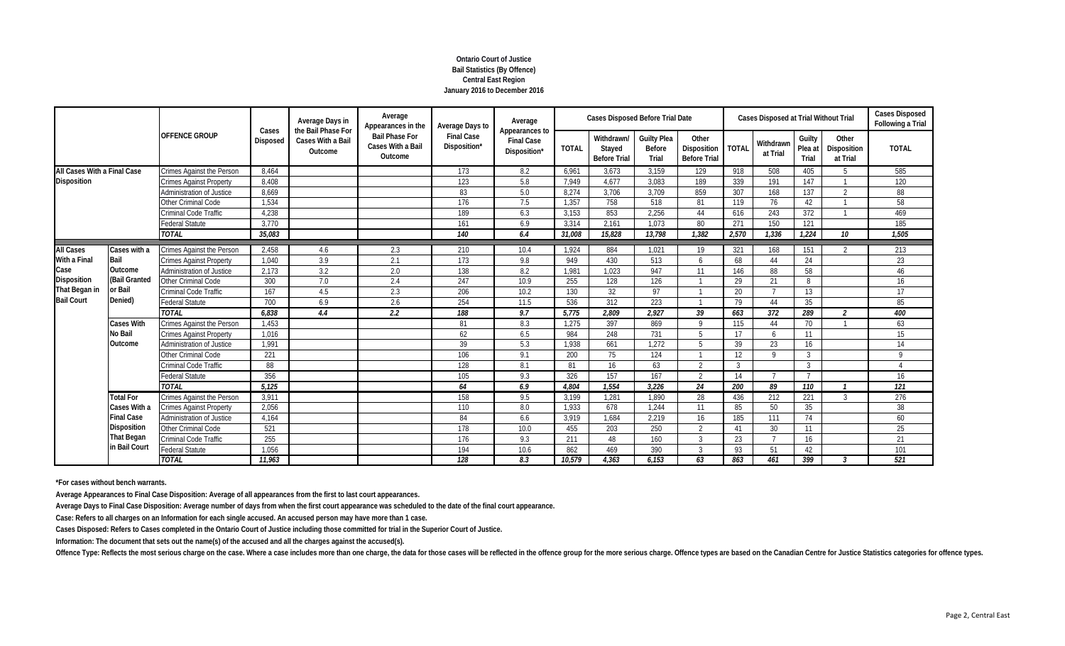**Ontario Court of Justice**
**Bail Statistics (By Offence)**
**Central East Region**
**January 2016 to December 2016**

| | | OFFENCE GROUP | Cases Disposed | Average Days in the Bail Phase For Cases With a Bail Outcome | Average Appearances in the Bail Phase For Cases With a Bail Outcome | Average Days to Final Case Disposition* | Average Appearances to Final Case Disposition* | Cases Disposed Before Trial Date | | | | Cases Disposed at Trial Without Trial | | | | Cases Disposed Following a Trial |
|---|---|---|---|---|---|---|---|---|---|---|---|---|---|---|---|---|
| | | | | | | | | TOTAL | Withdrawn/ Stayed Before Trial | Guilty Plea Before Trial | Other Disposition Before Trial | TOTAL | Withdrawn at Trial | Guilty Plea at Trial | Other Disposition at Trial | TOTAL |
| All Cases With a Final Case Disposition | | Crimes Against the Person | 8,464 | | | 173 | 8.2 | 6,961 | 3,673 | 3,159 | 129 | 918 | 508 | 405 | 5 | 585 |
| | | Crimes Against Property | 8,408 | | | 123 | 5.8 | 7,949 | 4,677 | 3,083 | 189 | 339 | 191 | 147 | 1 | 120 |
| | | Administration of Justice | 8,669 | | | 83 | 5.0 | 8,274 | 3,706 | 3,709 | 859 | 307 | 168 | 137 | 2 | 88 |
| | | Other Criminal Code | 1,534 | | | 176 | 7.5 | 1,357 | 758 | 518 | 81 | 119 | 76 | 42 | 1 | 58 |
| | | Criminal Code Traffic | 4,238 | | | 189 | 6.3 | 3,153 | 853 | 2,256 | 44 | 616 | 243 | 372 | 1 | 469 |
| | | Federal Statute | 3,770 | | | 161 | 6.9 | 3,314 | 2,161 | 1,073 | 80 | 271 | 150 | 121 | | 185 |
| | | *TOTAL* | *35,083* | | | *140* | *6.4* | *31,008* | *15,828* | *13,798* | *1,382* | *2,570* | *1,336* | *1,224* | *10* | *1,505* |
| All Cases With a Final Case Disposition That Began in Bail Court | Cases with a Bail Outcome (Bail Granted or Bail Denied) | Crimes Against the Person | 2,458 | 4.6 | 2.3 | 210 | 10.4 | 1,924 | 884 | 1,021 | 19 | 321 | 168 | 151 | 2 | 213 |
| | | Crimes Against Property | 1,040 | 3.9 | 2.1 | 173 | 9.8 | 949 | 430 | 513 | 6 | 68 | 44 | 24 | | 23 |
| | | Administration of Justice | 2,173 | 3.2 | 2.0 | 138 | 8.2 | 1,981 | 1,023 | 947 | 11 | 146 | 88 | 58 | | 46 |
| | | Other Criminal Code | 300 | 7.0 | 2.4 | 247 | 10.9 | 255 | 128 | 126 | 1 | 29 | 21 | 8 | | 16 |
| | | Criminal Code Traffic | 167 | 4.5 | 2.3 | 206 | 10.2 | 130 | 32 | 97 | 1 | 20 | 7 | 13 | | 17 |
| | | Federal Statute | 700 | 6.9 | 2.6 | 254 | 11.5 | 536 | 312 | 223 | 1 | 79 | 44 | 35 | | 85 |
| | | *TOTAL* | *6,838* | *4.4* | *2.2* | *188* | *9.7* | *5,775* | *2,809* | *2,927* | *39* | *663* | *372* | *289* | *2* | *400* |
| | Cases With No Bail Outcome | Crimes Against the Person | 1,453 | | | 81 | 8.3 | 1,275 | 397 | 869 | 9 | 115 | 44 | 70 | 1 | 63 |
| | | Crimes Against Property | 1,016 | | | 62 | 6.5 | 984 | 248 | 731 | 5 | 17 | 6 | 11 | | 15 |
| | | Administration of Justice | 1,991 | | | 39 | 5.3 | 1,938 | 661 | 1,272 | 5 | 39 | 23 | 16 | | 14 |
| | | Other Criminal Code | 221 | | | 106 | 9.1 | 200 | 75 | 124 | 1 | 12 | 9 | 3 | | 9 |
| | | Criminal Code Traffic | 88 | | | 128 | 8.1 | 81 | 16 | 63 | 2 | 3 | | 3 | | 4 |
| | | Federal Statute | 356 | | | 105 | 9.3 | 326 | 157 | 167 | 2 | 14 | 7 | 7 | | 16 |
| | | *TOTAL* | *5,125* | | | *64* | *6.9* | *4,804* | *1,554* | *3,226* | *24* | *200* | *89* | *110* | *1* | *121* |
| | Total For Cases With a Final Case Disposition That Began in Bail Court | Crimes Against the Person | 3,911 | | | 158 | 9.5 | 3,199 | 1,281 | 1,890 | 28 | 436 | 212 | 221 | 3 | 276 |
| | | Crimes Against Property | 2,056 | | | 110 | 8.0 | 1,933 | 678 | 1,244 | 11 | 85 | 50 | 35 | | 38 |
| | | Administration of Justice | 4,164 | | | 84 | 6.6 | 3,919 | 1,684 | 2,219 | 16 | 185 | 111 | 74 | | 60 |
| | | Other Criminal Code | 521 | | | 178 | 10.0 | 455 | 203 | 250 | 2 | 41 | 30 | 11 | | 25 |
| | | Criminal Code Traffic | 255 | | | 176 | 9.3 | 211 | 48 | 160 | 3 | 23 | 7 | 16 | | 21 |
| | | Federal Statute | 1,056 | | | 194 | 10.6 | 862 | 469 | 390 | 3 | 93 | 51 | 42 | | 101 |
| | | *TOTAL* | *11,963* | | | *128* | *8.3* | *10,579* | *4,363* | *6,153* | *63* | *863* | *461* | *399* | *3* | *521* |

**\*For cases without bench warrants.**

**Average Appearances to Final Case Disposition: Average of all appearances from the first to last court appearances.**

**Average Days to Final Case Disposition: Average number of days from when the first court appearance was scheduled to the date of the final court appearance.**

**Case: Refers to all charges on an Information for each single accused. An accused person may have more than 1 case.**

**Cases Disposed: Refers to Cases completed in the Ontario Court of Justice including those committed for trial in the Superior Court of Justice.**

**Information: The document that sets out the name(s) of the accused and all the charges against the accused(s).**

**Offence Type: Reflects the most serious charge on the case. Where a case includes more than one charge, the data for those cases will be reflected in the offence group for the more serious charge. Offence types are based on the Canadian Centre for Justice Statistics categories for offence types.**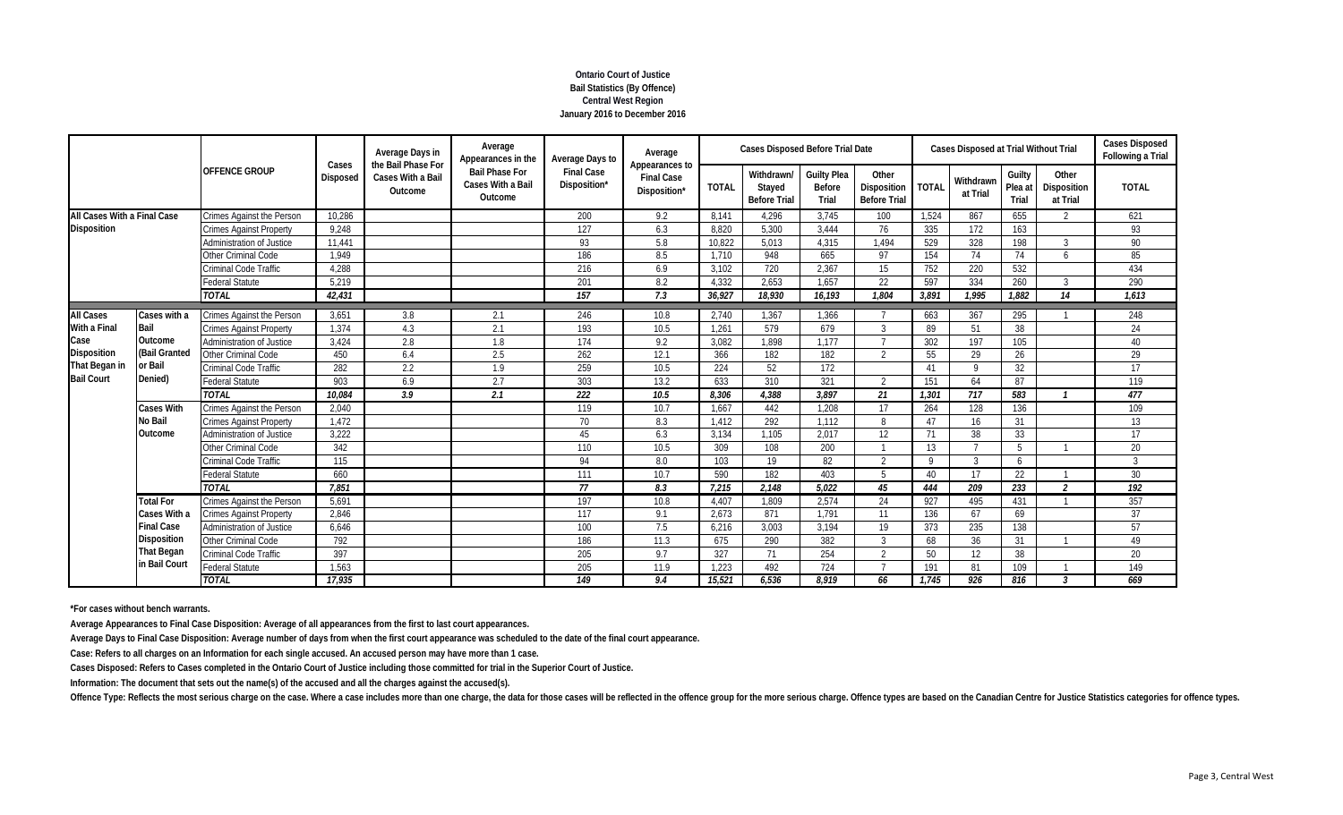**Ontario Court of Justice**
**Bail Statistics (By Offence)**
**Central West Region**
**January 2016 to December 2016**

| | | OFFENCE GROUP | Cases Disposed | Average Days in the Bail Phase For Cases With a Bail Outcome | Average Appearances in the Bail Phase For Cases With a Bail Outcome | Average Days to Final Case Disposition* | Average Appearances to Final Case Disposition* | Cases Disposed Before Trial Date | | | | Cases Disposed at Trial Without Trial | | | | Cases Disposed Following a Trial |
|---|---|---|---|---|---|---|---|---|---|---|---|---|---|---|---|---|
| | | | | | | | | TOTAL | Withdrawn/ Stayed Before Trial | Guilty Plea Before Trial | Other Disposition Before Trial | TOTAL | Withdrawn at Trial | Guilty Plea at Trial | Other Disposition at Trial | TOTAL |
| All Cases With a Final Case Disposition | | Crimes Against the Person | 10,286 | | | 200 | 9.2 | 8,141 | 4,296 | 3,745 | 100 | 1,524 | 867 | 655 | 2 | 621 |
| | | Crimes Against Property | 9,248 | | | 127 | 6.3 | 8,820 | 5,300 | 3,444 | 76 | 335 | 172 | 163 | | 93 |
| | | Administration of Justice | 11,441 | | | 93 | 5.8 | 10,822 | 5,013 | 4,315 | 1,494 | 529 | 328 | 198 | 3 | 90 |
| | | Other Criminal Code | 1,949 | | | 186 | 8.5 | 1,710 | 948 | 665 | 97 | 154 | 74 | 74 | 6 | 85 |
| | | Criminal Code Traffic | 4,288 | | | 216 | 6.9 | 3,102 | 720 | 2,367 | 15 | 752 | 220 | 532 | | 434 |
| | | Federal Statute | 5,219 | | | 201 | 8.2 | 4,332 | 2,653 | 1,657 | 22 | 597 | 334 | 260 | 3 | 290 |
| | | *TOTAL* | *42,431* | | | *157* | *7.3* | *36,927* | *18,930* | *16,193* | *1,804* | *3,891* | *1,995* | *1,882* | *14* | *1,613* |
| All Cases With a Final Case Disposition That Began in Bail Court | Cases with a Bail Outcome (Bail Granted or Bail Denied) | Crimes Against the Person | 3,651 | 3.8 | 2.1 | 246 | 10.8 | 2,740 | 1,367 | 1,366 | 7 | 663 | 367 | 295 | 1 | 248 |
| | | Crimes Against Property | 1,374 | 4.3 | 2.1 | 193 | 10.5 | 1,261 | 579 | 679 | 3 | 89 | 51 | 38 | | 24 |
| | | Administration of Justice | 3,424 | 2.8 | 1.8 | 174 | 9.2 | 3,082 | 1,898 | 1,177 | 7 | 302 | 197 | 105 | | 40 |
| | | Other Criminal Code | 450 | 6.4 | 2.5 | 262 | 12.1 | 366 | 182 | 182 | 2 | 55 | 29 | 26 | | 29 |
| | | Criminal Code Traffic | 282 | 2.2 | 1.9 | 259 | 10.5 | 224 | 52 | 172 | | 41 | 9 | 32 | | 17 |
| | | Federal Statute | 903 | 6.9 | 2.7 | 303 | 13.2 | 633 | 310 | 321 | 2 | 151 | 64 | 87 | | 119 |
| | | *TOTAL* | *10,084* | *3.9* | *2.1* | *222* | *10.5* | *8,306* | *4,388* | *3,897* | *21* | *1,301* | *717* | *583* | *1* | *477* |
| | Cases With No Bail Outcome | Crimes Against the Person | 2,040 | | | 119 | 10.7 | 1,667 | 442 | 1,208 | 17 | 264 | 128 | 136 | | 109 |
| | | Crimes Against Property | 1,472 | | | 70 | 8.3 | 1,412 | 292 | 1,112 | 8 | 47 | 16 | 31 | | 13 |
| | | Administration of Justice | 3,222 | | | 45 | 6.3 | 3,134 | 1,105 | 2,017 | 12 | 71 | 38 | 33 | | 17 |
| | | Other Criminal Code | 342 | | | 110 | 10.5 | 309 | 108 | 200 | 1 | 13 | 7 | 5 | 1 | 20 |
| | | Criminal Code Traffic | 115 | | | 94 | 8.0 | 103 | 19 | 82 | 2 | 9 | 3 | 6 | | 3 |
| | | Federal Statute | 660 | | | 111 | 10.7 | 590 | 182 | 403 | 5 | 40 | 17 | 22 | 1 | 30 |
| | | *TOTAL* | *7,851* | | | *77* | *8.3* | *7,215* | *2,148* | *5,022* | *45* | *444* | *209* | *233* | *2* | *192* |
| | Total For Cases With a Final Case Disposition That Began in Bail Court | Crimes Against the Person | 5,691 | | | 197 | 10.8 | 4,407 | 1,809 | 2,574 | 24 | 927 | 495 | 431 | 1 | 357 |
| | | Crimes Against Property | 2,846 | | | 117 | 9.1 | 2,673 | 871 | 1,791 | 11 | 136 | 67 | 69 | | 37 |
| | | Administration of Justice | 6,646 | | | 100 | 7.5 | 6,216 | 3,003 | 3,194 | 19 | 373 | 235 | 138 | | 57 |
| | | Other Criminal Code | 792 | | | 186 | 11.3 | 675 | 290 | 382 | 3 | 68 | 36 | 31 | 1 | 49 |
| | | Criminal Code Traffic | 397 | | | 205 | 9.7 | 327 | 71 | 254 | 2 | 50 | 12 | 38 | | 20 |
| | | Federal Statute | 1,563 | | | 205 | 11.9 | 1,223 | 492 | 724 | 7 | 191 | 81 | 109 | 1 | 149 |
| | | *TOTAL* | *17,935* | | | *149* | *9.4* | *15,521* | *6,536* | *8,919* | *66* | *1,745* | *926* | *816* | *3* | *669* |

**\*For cases without bench warrants.**

**Average Appearances to Final Case Disposition: Average of all appearances from the first to last court appearances.**

**Average Days to Final Case Disposition: Average number of days from when the first court appearance was scheduled to the date of the final court appearance.**

**Case: Refers to all charges on an Information for each single accused. An accused person may have more than 1 case.**

**Cases Disposed: Refers to Cases completed in the Ontario Court of Justice including those committed for trial in the Superior Court of Justice.**

**Information: The document that sets out the name(s) of the accused and all the charges against the accused(s).**

**Offence Type: Reflects the most serious charge on the case. Where a case includes more than one charge, the data for those cases will be reflected in the offence group for the more serious charge. Offence types are based on the Canadian Centre for Justice Statistics categories for offence types.**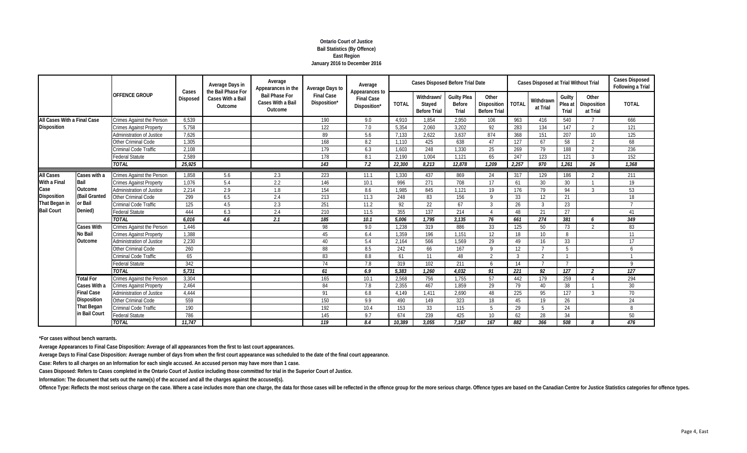**Ontario Court of Justice**
**Bail Statistics (By Offence)**
**East Region**
**January 2016 to December 2016**

| | | OFFENCE GROUP | Cases Disposed | Average Days in the Bail Phase For Cases With a Bail Outcome | Average Appearances in the Bail Phase For Cases With a Bail Outcome | Average Days to Final Case Disposition* | Average Appearances to Final Case Disposition* | Cases Disposed Before Trial Date | | | | Cases Disposed at Trial Without Trial | | | | Cases Disposed Following a Trial |
|---|---|---|---|---|---|---|---|---|---|---|---|---|---|---|---|---|
| | | | | | | | | TOTAL | Withdrawn/ Stayed Before Trial | Guilty Plea Before Trial | Other Disposition Before Trial | TOTAL | Withdrawn at Trial | Guilty Plea at Trial | Other Disposition at Trial | TOTAL |
| All Cases With a Final Case Disposition | | Crimes Against the Person | 6,539 | | | 190 | 9.0 | 4,910 | 1,854 | 2,950 | 106 | 963 | 416 | 540 | 7 | 666 |
| | | Crimes Against Property | 5,758 | | | 122 | 7.0 | 5,354 | 2,060 | 3,202 | 92 | 283 | 134 | 147 | 2 | 121 |
| | | Administration of Justice | 7,626 | | | 89 | 5.6 | 7,133 | 2,622 | 3,637 | 874 | 368 | 151 | 207 | 10 | 125 |
| | | Other Criminal Code | 1,305 | | | 168 | 8.2 | 1,110 | 425 | 638 | 47 | 127 | 67 | 58 | 2 | 68 |
| | | Criminal Code Traffic | 2,108 | | | 179 | 6.3 | 1,603 | 248 | 1,330 | 25 | 269 | 79 | 188 | 2 | 236 |
| | | Federal Statute | 2,589 | | | 178 | 8.1 | 2,190 | 1,004 | 1,121 | 65 | 247 | 123 | 121 | 3 | 152 |
| | | *TOTAL* | *25,925* | | | *143* | *7.2* | *22,300* | *8,213* | *12,878* | *1,209* | *2,257* | *970* | *1,261* | *26* | *1,368* |
| All Cases With a Final Case Disposition That Began in Bail Court | Cases with a Bail Outcome (Bail Granted or Bail Denied) | Crimes Against the Person | 1,858 | 5.6 | 2.3 | 223 | 11.1 | 1,330 | 437 | 869 | 24 | 317 | 129 | 186 | 2 | 211 |
| | | Crimes Against Property | 1,076 | 5.4 | 2.2 | 146 | 10.1 | 996 | 271 | 708 | 17 | 61 | 30 | 30 | 1 | 19 |
| | | Administration of Justice | 2,214 | 2.9 | 1.8 | 154 | 8.6 | 1,985 | 845 | 1,121 | 19 | 176 | 79 | 94 | 3 | 53 |
| | | Other Criminal Code | 299 | 6.5 | 2.4 | 213 | 11.3 | 248 | 83 | 156 | 9 | 33 | 12 | 21 | | 18 |
| | | Criminal Code Traffic | 125 | 4.5 | 2.3 | 251 | 11.2 | 92 | 22 | 67 | 3 | 26 | 3 | 23 | | 7 |
| | | Federal Statute | 444 | 6.3 | 2.4 | 210 | 11.5 | 355 | 137 | 214 | 4 | 48 | 21 | 27 | | 41 |
| | | *TOTAL* | *6,016* | *4.6* | *2.1* | *185* | *10.1* | *5,006* | *1,795* | *3,135* | *76* | *661* | *274* | *381* | *6* | *349* |
| | Cases With No Bail Outcome | Crimes Against the Person | 1,446 | | | 98 | 9.0 | 1,238 | 319 | 886 | 33 | 125 | 50 | 73 | 2 | 83 |
| | | Crimes Against Property | 1,388 | | | 45 | 6.4 | 1,359 | 196 | 1,151 | 12 | 18 | 10 | 8 | | 11 |
| | | Administration of Justice | 2,230 | | | 40 | 5.4 | 2,164 | 566 | 1,569 | 29 | 49 | 16 | 33 | | 17 |
| | | Other Criminal Code | 260 | | | 88 | 8.5 | 242 | 66 | 167 | 9 | 12 | 7 | 5 | | 6 |
| | | Criminal Code Traffic | 65 | | | 83 | 8.8 | 61 | 11 | 48 | 2 | 3 | 2 | 1 | | 1 |
| | | Federal Statute | 342 | | | 74 | 7.8 | 319 | 102 | 211 | 6 | 14 | 7 | 7 | | 9 |
| | | *TOTAL* | *5,731* | | | *61* | *6.9* | *5,383* | *1,260* | *4,032* | *91* | *221* | *92* | *127* | *2* | *127* |
| | Total For Cases With a Final Case Disposition That Began in Bail Court | Crimes Against the Person | 3,304 | | | 165 | 10.1 | 2,568 | 756 | 1,755 | 57 | 442 | 179 | 259 | 4 | 294 |
| | | Crimes Against Property | 2,464 | | | 84 | 7.8 | 2,355 | 467 | 1,859 | 29 | 79 | 40 | 38 | 1 | 30 |
| | | Administration of Justice | 4,444 | | | 91 | 6.8 | 4,149 | 1,411 | 2,690 | 48 | 225 | 95 | 127 | 3 | 70 |
| | | Other Criminal Code | 559 | | | 150 | 9.9 | 490 | 149 | 323 | 18 | 45 | 19 | 26 | | 24 |
| | | Criminal Code Traffic | 190 | | | 192 | 10.4 | 153 | 33 | 115 | 5 | 29 | 5 | 24 | | 8 |
| | | Federal Statute | 786 | | | 145 | 9.7 | 674 | 239 | 425 | 10 | 62 | 28 | 34 | | 50 |
| | | *TOTAL* | *11,747* | | | *119* | *8.4* | *10,389* | *3,055* | *7,167* | *167* | *882* | *366* | *508* | *8* | *476* |

**\*For cases without bench warrants.**

**Average Appearances to Final Case Disposition: Average of all appearances from the first to last court appearances.**

**Average Days to Final Case Disposition: Average number of days from when the first court appearance was scheduled to the date of the final court appearance.**

**Case: Refers to all charges on an Information for each single accused. An accused person may have more than 1 case.**

**Cases Disposed: Refers to Cases completed in the Ontario Court of Justice including those committed for trial in the Superior Court of Justice.**

**Information: The document that sets out the name(s) of the accused and all the charges against the accused(s).**

**Offence Type: Reflects the most serious charge on the case. Where a case includes more than one charge, the data for those cases will be reflected in the offence group for the more serious charge. Offence types are based on the Canadian Centre for Justice Statistics categories for offence types.**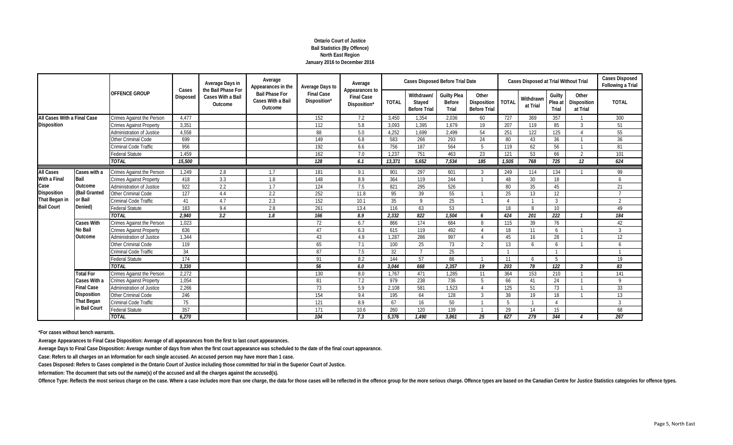**Ontario Court of Justice**
**Bail Statistics (By Offence)**
**North East Region**
**January 2016 to December 2016**

| | | OFFENCE GROUP | Cases Disposed | Average Days in the Bail Phase For Cases With a Bail Outcome | Average Appearances in the Bail Phase For Cases With a Bail Outcome | Average Days to Final Case Disposition* | Average Appearances to Final Case Disposition* | Cases Disposed Before Trial Date | | | | Cases Disposed at Trial Without Trial | | | | Cases Disposed Following a Trial |
|---|---|---|---|---|---|---|---|---|---|---|---|---|---|---|---|---|
| | | | | | | | | TOTAL | Withdrawn/ Stayed Before Trial | Guilty Plea Before Trial | Other Disposition Before Trial | TOTAL | Withdrawn at Trial | Guilty Plea at Trial | Other Disposition at Trial | TOTAL |
| All Cases With a Final Case Disposition | | Crimes Against the Person | 4,477 | | | 152 | 7.2 | 3,450 | 1,354 | 2,036 | 60 | 727 | 369 | 357 | 1 | 300 |
| | | Crimes Against Property | 3,351 | | | 112 | 5.8 | 3,093 | 1,395 | 1,679 | 19 | 207 | 119 | 85 | 3 | 51 |
| | | Administration of Justice | 4,558 | | | 88 | 5.0 | 4,252 | 1,699 | 2,499 | 54 | 251 | 122 | 125 | 4 | 55 |
| | | Other Criminal Code | 699 | | | 149 | 6.8 | 583 | 266 | 293 | 24 | 80 | 43 | 36 | 1 | 36 |
| | | Criminal Code Traffic | 956 | | | 192 | 6.6 | 756 | 187 | 564 | 5 | 119 | 62 | 56 | 1 | 81 |
| | | Federal Statute | 1,459 | | | 162 | 7.0 | 1,237 | 751 | 463 | 23 | 121 | 53 | 66 | 2 | 101 |
| | | *TOTAL* | *15,500* | | | *128* | *6.1* | *13,371* | *5,652* | *7,534* | *185* | *1,505* | *768* | *725* | *12* | *624* |
| All Cases With a Final Case Disposition That Began in Bail Court | Cases with a Bail Outcome (Bail Granted or Bail Denied) | Crimes Against the Person | 1,249 | 2.8 | 1.7 | 181 | 9.1 | 901 | 297 | 601 | 3 | 249 | 114 | 134 | 1 | 99 |
| | | Crimes Against Property | 418 | 3.3 | 1.8 | 148 | 8.9 | 364 | 119 | 244 | 1 | 48 | 30 | 18 | | 6 |
| | | Administration of Justice | 922 | 2.2 | 1.7 | 124 | 7.5 | 821 | 295 | 526 | | 80 | 35 | 45 | | 21 |
| | | Other Criminal Code | 127 | 4.4 | 2.2 | 252 | 11.8 | 95 | 39 | 55 | 1 | 25 | 13 | 12 | | 7 |
| | | Criminal Code Traffic | 41 | 4.7 | 2.3 | 152 | 10.1 | 35 | 9 | 25 | 1 | 4 | 1 | 3 | | 2 |
| | | Federal Statute | 183 | 9.4 | 2.8 | 261 | 13.4 | 116 | 63 | 53 | | 18 | 8 | 10 | | 49 |
| | | *TOTAL* | *2,940* | *3.2* | *1.8* | *166* | *8.9* | *2,332* | *822* | *1,504* | *6* | *424* | *201* | *222* | *1* | *184* |
| | Cases With No Bail Outcome | Crimes Against the Person | 1,023 | | | 72 | 6.7 | 866 | 174 | 684 | 8 | 115 | 39 | 76 | | 42 |
| | | Crimes Against Property | 636 | | | 47 | 6.3 | 615 | 119 | 492 | 4 | 18 | 11 | 6 | 1 | 3 |
| | | Administration of Justice | 1,344 | | | 43 | 4.9 | 1,287 | 286 | 997 | 4 | 45 | 16 | 28 | 1 | 12 |
| | | Other Criminal Code | 119 | | | 65 | 7.1 | 100 | 25 | 73 | 2 | 13 | 6 | 6 | 1 | 6 |
| | | Criminal Code Traffic | 34 | | | 87 | 7.5 | 32 | 7 | 25 | | 1 | | 1 | | 1 |
| | | Federal Statute | 174 | | | 91 | 8.2 | 144 | 57 | 86 | 1 | 11 | 6 | 5 | | 19 |
| | | *TOTAL* | *3,330* | | | *56* | *6.0* | *3,044* | *668* | *2,357* | *19* | *203* | *78* | *122* | *3* | *83* |
| | Total For Cases With a Final Case Disposition That Began in Bail Court | Crimes Against the Person | 2,272 | | | 130 | 8.0 | 1,767 | 471 | 1,285 | 11 | 364 | 153 | 210 | 1 | 141 |
| | | Crimes Against Property | 1,054 | | | 81 | 7.2 | 979 | 238 | 736 | 5 | 66 | 41 | 24 | 1 | 9 |
| | | Administration of Justice | 2,266 | | | 73 | 5.9 | 2,108 | 581 | 1,523 | 4 | 125 | 51 | 73 | 1 | 33 |
| | | Other Criminal Code | 246 | | | 154 | 9.4 | 195 | 64 | 128 | 3 | 38 | 19 | 18 | 1 | 13 |
| | | Criminal Code Traffic | 75 | | | 121 | 8.9 | 67 | 16 | 50 | 1 | 5 | 1 | 4 | | 3 |
| | | Federal Statute | 357 | | | 171 | 10.6 | 260 | 120 | 139 | 1 | 29 | 14 | 15 | | 68 |
| | | *TOTAL* | *6,270* | | | *104* | *7.3* | *5,376* | *1,490* | *3,861* | *25* | *627* | *279* | *344* | *4* | *267* |

**\*For cases without bench warrants.**

**Average Appearances to Final Case Disposition: Average of all appearances from the first to last court appearances.**

**Average Days to Final Case Disposition: Average number of days from when the first court appearance was scheduled to the date of the final court appearance.**

**Case: Refers to all charges on an Information for each single accused. An accused person may have more than 1 case.**

**Cases Disposed: Refers to Cases completed in the Ontario Court of Justice including those committed for trial in the Superior Court of Justice.**

**Information: The document that sets out the name(s) of the accused and all the charges against the accused(s).**

**Offence Type: Reflects the most serious charge on the case. Where a case includes more than one charge, the data for those cases will be reflected in the offence group for the more serious charge. Offence types are based on the Canadian Centre for Justice Statistics categories for offence types.**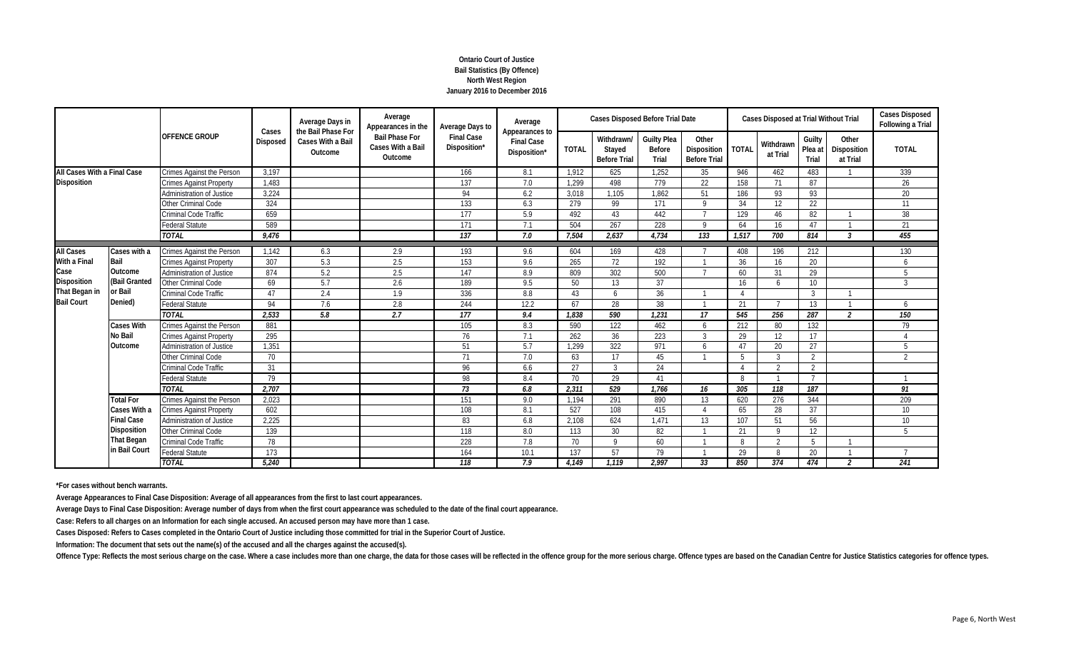# Ontario Court of Justice
## Bail Statistics (By Offence)
### North West Region
### January 2016 to December 2016

| | | OFFENCE GROUP | Cases Disposed | Average Days in the Bail Phase For Cases With a Bail Outcome | Average Appearances in the Bail Phase For Cases With a Bail Outcome | Average Days to Final Case Disposition* | Average Appearances to Final Case Disposition* | Cases Disposed Before Trial Date | | | | Cases Disposed at Trial Without Trial | | | | Cases Disposed Following a Trial |
|---|---|---|---|---|---|---|---|---|---|---|---|---|---|---|---|---|
| | | | | | | | | TOTAL | Withdrawn/ Stayed Before Trial | Guilty Plea Before Trial | Other Disposition Before Trial | TOTAL | Withdrawn at Trial | Guilty Plea at Trial | Other Disposition at Trial | TOTAL |
| All Cases With a Final Case Disposition | | Crimes Against the Person | 3,197 | | | 166 | 8.1 | 1,912 | 625 | 1,252 | 35 | 946 | 462 | 483 | 1 | 339 |
| | | Crimes Against Property | 1,483 | | | 137 | 7.0 | 1,299 | 498 | 779 | 22 | 158 | 71 | 87 | | 26 |
| | | Administration of Justice | 3,224 | | | 94 | 6.2 | 3,018 | 1,105 | 1,862 | 51 | 186 | 93 | 93 | | 20 |
| | | Other Criminal Code | 324 | | | 133 | 6.3 | 279 | 99 | 171 | 9 | 34 | 12 | 22 | | 11 |
| | | Criminal Code Traffic | 659 | | | 177 | 5.9 | 492 | 43 | 442 | 7 | 129 | 46 | 82 | 1 | 38 |
| | | Federal Statute | 589 | | | 171 | 7.1 | 504 | 267 | 228 | 9 | 64 | 16 | 47 | 1 | 21 |
| | | *TOTAL* | *9,476* | | | *137* | *7.0* | *7,504* | *2,637* | *4,734* | *133* | *1,517* | *700* | *814* | *3* | *455* |
| All Cases With a Final Case Disposition That Began in Bail Court | Cases with a Bail Outcome (Bail Granted or Bail Denied) | Crimes Against the Person | 1,142 | 6.3 | 2.9 | 193 | 9.6 | 604 | 169 | 428 | 7 | 408 | 196 | 212 | | 130 |
| | | Crimes Against Property | 307 | 5.3 | 2.5 | 153 | 9.6 | 265 | 72 | 192 | 1 | 36 | 16 | 20 | | 6 |
| | | Administration of Justice | 874 | 5.2 | 2.5 | 147 | 8.9 | 809 | 302 | 500 | 7 | 60 | 31 | 29 | | 5 |
| | | Other Criminal Code | 69 | 5.7 | 2.6 | 189 | 9.5 | 50 | 13 | 37 | | 16 | 6 | 10 | | 3 |
| | | Criminal Code Traffic | 47 | 2.4 | 1.9 | 336 | 8.8 | 43 | 6 | 36 | 1 | 4 | | 3 | 1 | |
| | | Federal Statute | 94 | 7.6 | 2.8 | 244 | 12.2 | 67 | 28 | 38 | 1 | 21 | 7 | 13 | 1 | 6 |
| | | *TOTAL* | *2,533* | *5.8* | *2.7* | *177* | *9.4* | *1,838* | *590* | *1,231* | *17* | *545* | *256* | *287* | *2* | *150* |
| | Cases With No Bail Outcome | Crimes Against the Person | 881 | | | 105 | 8.3 | 590 | 122 | 462 | 6 | 212 | 80 | 132 | | 79 |
| | | Crimes Against Property | 295 | | | 76 | 7.1 | 262 | 36 | 223 | 3 | 29 | 12 | 17 | | 4 |
| | | Administration of Justice | 1,351 | | | 51 | 5.7 | 1,299 | 322 | 971 | 6 | 47 | 20 | 27 | | 5 |
| | | Other Criminal Code | 70 | | | 71 | 7.0 | 63 | 17 | 45 | 1 | 5 | 3 | 2 | | 2 |
| | | Criminal Code Traffic | 31 | | | 96 | 6.6 | 27 | 3 | 24 | | 4 | 2 | 2 | | |
| | | Federal Statute | 79 | | | 98 | 8.4 | 70 | 29 | 41 | | 8 | 1 | 7 | | 1 |
| | | *TOTAL* | *2,707* | | | *73* | *6.8* | *2,311* | *529* | *1,766* | *16* | *305* | *118* | *187* | | *91* |
| | Total For Cases With a Final Case Disposition That Began in Bail Court | Crimes Against the Person | 2,023 | | | 151 | 9.0 | 1,194 | 291 | 890 | 13 | 620 | 276 | 344 | | 209 |
| | | Crimes Against Property | 602 | | | 108 | 8.1 | 527 | 108 | 415 | 4 | 65 | 28 | 37 | | 10 |
| | | Administration of Justice | 2,225 | | | 83 | 6.8 | 2,108 | 624 | 1,471 | 13 | 107 | 51 | 56 | | 10 |
| | | Other Criminal Code | 139 | | | 118 | 8.0 | 113 | 30 | 82 | 1 | 21 | 9 | 12 | | 5 |
| | | Criminal Code Traffic | 78 | | | 228 | 7.8 | 70 | 9 | 60 | 1 | 8 | 2 | 5 | 1 | |
| | | Federal Statute | 173 | | | 164 | 10.1 | 137 | 57 | 79 | 1 | 29 | 8 | 20 | 1 | 7 |
| | | *TOTAL* | *5,240* | | | *118* | *7.9* | *4,149* | *1,119* | *2,997* | *33* | *850* | *374* | *474* | *2* | *241* |

**\*For cases without bench warrants.**

**Average Appearances to Final Case Disposition: Average of all appearances from the first to last court appearances.**

**Average Days to Final Case Disposition: Average number of days from when the first court appearance was scheduled to the date of the final court appearance.**

**Case: Refers to all charges on an Information for each single accused. An accused person may have more than 1 case.**

**Cases Disposed: Refers to Cases completed in the Ontario Court of Justice including those committed for trial in the Superior Court of Justice.**

**Information: The document that sets out the name(s) of the accused and all the charges against the accused(s).**

**Offence Type: Reflects the most serious charge on the case. Where a case includes more than one charge, the data for those cases will be reflected in the offence group for the more serious charge. Offence types are based on the Canadian Centre for Justice Statistics categories for offence types.**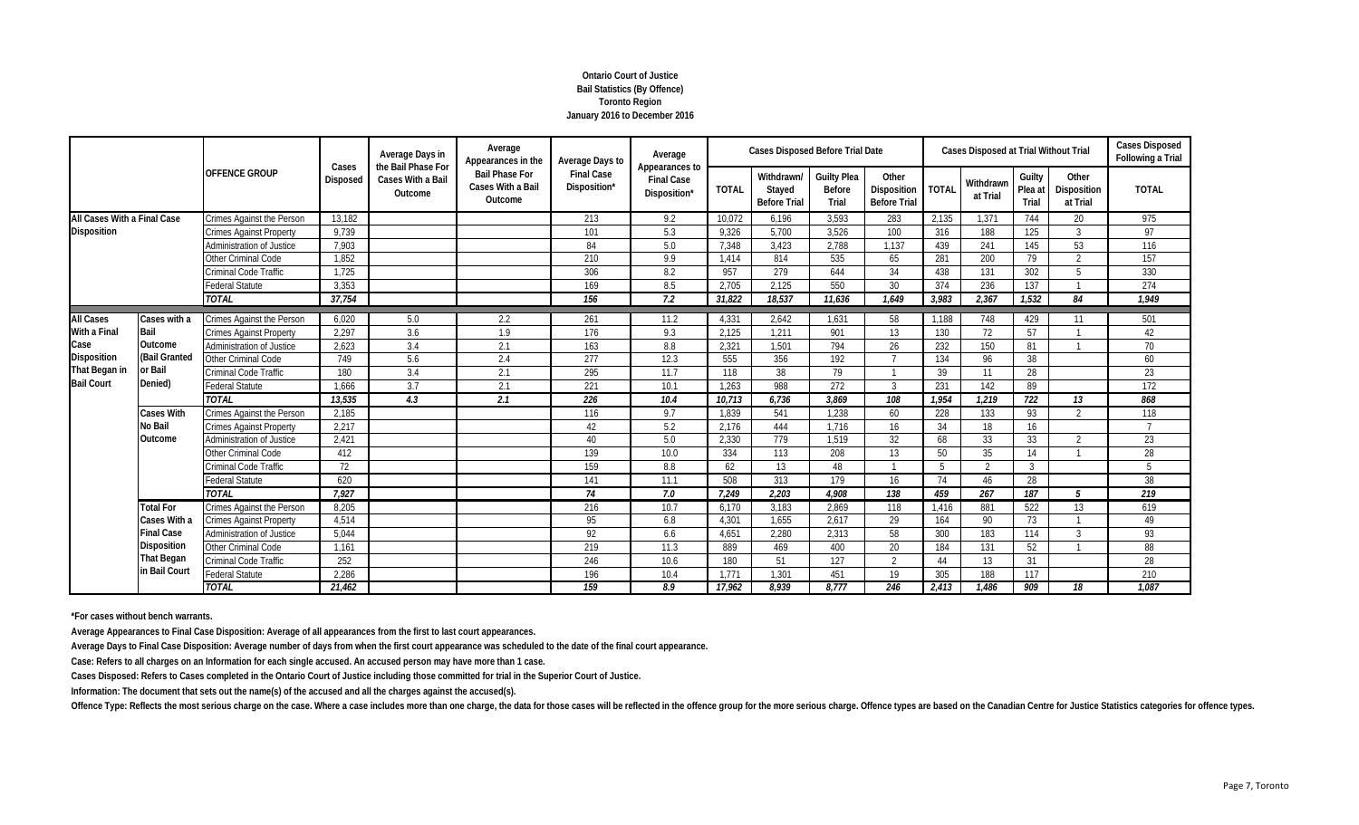# Ontario Court of Justice
## Bail Statistics (By Offence)
## Toronto Region
## January 2016 to December 2016

| | | OFFENCE GROUP | Cases Disposed | Average Days in the Bail Phase For Cases With a Bail Outcome | Average Appearances in the Bail Phase For Cases With a Bail Outcome | Average Days to Final Case Disposition* | Average Appearances to Final Case Disposition* | Cases Disposed Before Trial Date | | | | Cases Disposed at Trial Without Trial | | | | Cases Disposed Following a Trial |
|---|---|---|---|---|---|---|---|---|---|---|---|---|---|---|---|---|
| | | | | | | | | TOTAL | Withdrawn/ Stayed Before Trial | Guilty Plea Before Trial | Other Disposition Before Trial | TOTAL | Withdrawn at Trial | Guilty Plea at Trial | Other Disposition at Trial | TOTAL |
| All Cases With a Final Case Disposition | | Crimes Against the Person | 13,182 | | | 213 | 9.2 | 10,072 | 6,196 | 3,593 | 283 | 2,135 | 1,371 | 744 | 20 | 975 |
| | | Crimes Against Property | 9,739 | | | 101 | 5.3 | 9,326 | 5,700 | 3,526 | 100 | 316 | 188 | 125 | 3 | 97 |
| | | Administration of Justice | 7,903 | | | 84 | 5.0 | 7,348 | 3,423 | 2,788 | 1,137 | 439 | 241 | 145 | 53 | 116 |
| | | Other Criminal Code | 1,852 | | | 210 | 9.9 | 1,414 | 814 | 535 | 65 | 281 | 200 | 79 | 2 | 157 |
| | | Criminal Code Traffic | 1,725 | | | 306 | 8.2 | 957 | 279 | 644 | 34 | 438 | 131 | 302 | 5 | 330 |
| | | Federal Statute | 3,353 | | | 169 | 8.5 | 2,705 | 2,125 | 550 | 30 | 374 | 236 | 137 | 1 | 274 |
| | | *TOTAL* | *37,754* | | | *156* | *7.2* | *31,822* | *18,537* | *11,636* | *1,649* | *3,983* | *2,367* | *1,532* | *84* | *1,949* |
| All Cases With a Final Case Disposition That Began in Bail Court | Cases with a Bail Outcome (Bail Granted or Bail Denied) | Crimes Against the Person | 6,020 | 5.0 | 2.2 | 261 | 11.2 | 4,331 | 2,642 | 1,631 | 58 | 1,188 | 748 | 429 | 11 | 501 |
| | | Crimes Against Property | 2,297 | 3.6 | 1.9 | 176 | 9.3 | 2,125 | 1,211 | 901 | 13 | 130 | 72 | 57 | 1 | 42 |
| | | Administration of Justice | 2,623 | 3.4 | 2.1 | 163 | 8.8 | 2,321 | 1,501 | 794 | 26 | 232 | 150 | 81 | 1 | 70 |
| | | Other Criminal Code | 749 | 5.6 | 2.4 | 277 | 12.3 | 555 | 356 | 192 | 7 | 134 | 96 | 38 | | 60 |
| | | Criminal Code Traffic | 180 | 3.4 | 2.1 | 295 | 11.7 | 118 | 38 | 79 | 1 | 39 | 11 | 28 | | 23 |
| | | Federal Statute | 1,666 | 3.7 | 2.1 | 221 | 10.1 | 1,263 | 988 | 272 | 3 | 231 | 142 | 89 | | 172 |
| | | *TOTAL* | *13,535* | *4.3* | *2.1* | *226* | *10.4* | *10,713* | *6,736* | *3,869* | *108* | *1,954* | *1,219* | *722* | *13* | *868* |
| | Cases With No Bail Outcome | Crimes Against the Person | 2,185 | | | 116 | 9.7 | 1,839 | 541 | 1,238 | 60 | 228 | 133 | 93 | 2 | 118 |
| | | Crimes Against Property | 2,217 | | | 42 | 5.2 | 2,176 | 444 | 1,716 | 16 | 34 | 18 | 16 | | 7 |
| | | Administration of Justice | 2,421 | | | 40 | 5.0 | 2,330 | 779 | 1,519 | 32 | 68 | 33 | 33 | 2 | 23 |
| | | Other Criminal Code | 412 | | | 139 | 10.0 | 334 | 113 | 208 | 13 | 50 | 35 | 14 | 1 | 28 |
| | | Criminal Code Traffic | 72 | | | 159 | 8.8 | 62 | 13 | 48 | 1 | 5 | 2 | 3 | | 5 |
| | | Federal Statute | 620 | | | 141 | 11.1 | 508 | 313 | 179 | 16 | 74 | 46 | 28 | | 38 |
| | | *TOTAL* | *7,927* | | | *74* | *7.0* | *7,249* | *2,203* | *4,908* | *138* | *459* | *267* | *187* | *5* | *219* |
| | Total For Cases With a Final Case Disposition That Began in Bail Court | Crimes Against the Person | 8,205 | | | 216 | 10.7 | 6,170 | 3,183 | 2,869 | 118 | 1,416 | 881 | 522 | 13 | 619 |
| | | Crimes Against Property | 4,514 | | | 95 | 6.8 | 4,301 | 1,655 | 2,617 | 29 | 164 | 90 | 73 | 1 | 49 |
| | | Administration of Justice | 5,044 | | | 92 | 6.6 | 4,651 | 2,280 | 2,313 | 58 | 300 | 183 | 114 | 3 | 93 |
| | | Other Criminal Code | 1,161 | | | 219 | 11.3 | 889 | 469 | 400 | 20 | 184 | 131 | 52 | 1 | 88 |
| | | Criminal Code Traffic | 252 | | | 246 | 10.6 | 180 | 51 | 127 | 2 | 44 | 13 | 31 | | 28 |
| | | Federal Statute | 2,286 | | | 196 | 10.4 | 1,771 | 1,301 | 451 | 19 | 305 | 188 | 117 | | 210 |
| | | *TOTAL* | *21,462* | | | *159* | *8.9* | *17,962* | *8,939* | *8,777* | *246* | *2,413* | *1,486* | *909* | *18* | *1,087* |

**\*For cases without bench warrants.**

**Average Appearances to Final Case Disposition: Average of all appearances from the first to last court appearances.**

**Average Days to Final Case Disposition: Average number of days from when the first court appearance was scheduled to the date of the final court appearance.**

**Case: Refers to all charges on an Information for each single accused. An accused person may have more than 1 case.**

**Cases Disposed: Refers to Cases completed in the Ontario Court of Justice including those committed for trial in the Superior Court of Justice.**

**Information: The document that sets out the name(s) of the accused and all the charges against the accused(s).**

**Offence Type: Reflects the most serious charge on the case. Where a case includes more than one charge, the data for those cases will be reflected in the offence group for the more serious charge. Offence types are based on the Canadian Centre for Justice Statistics categories for offence types.**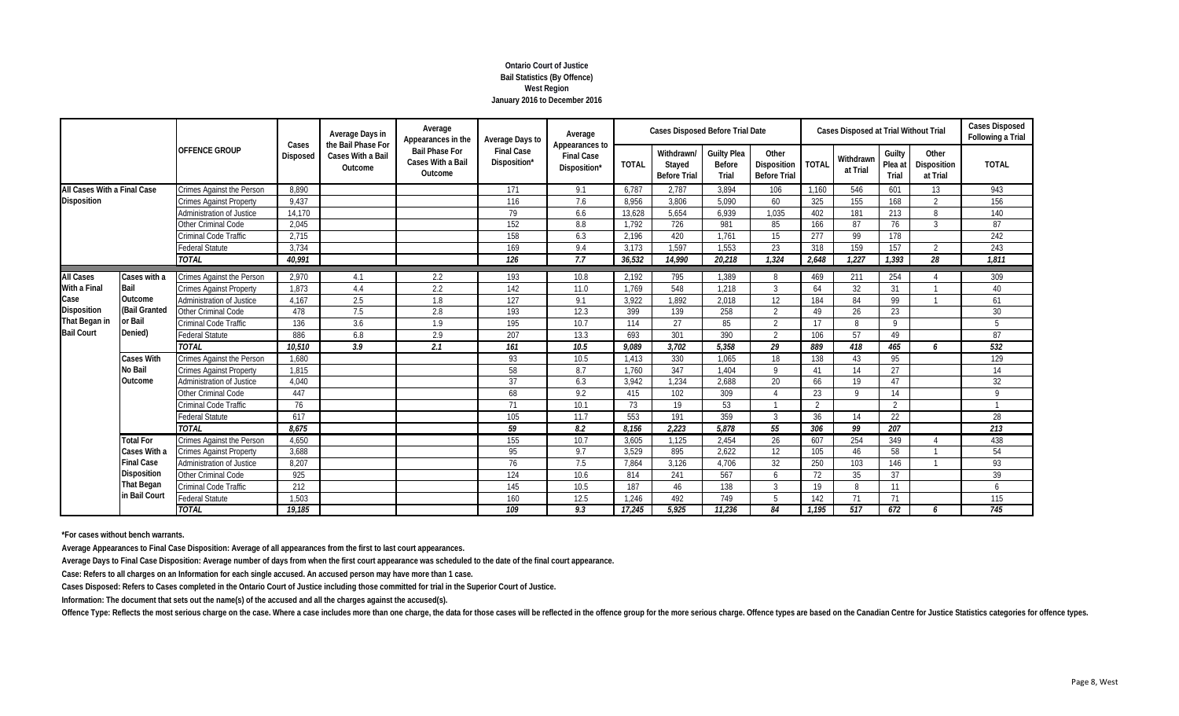**Ontario Court of Justice**
**Bail Statistics (By Offence)**
**West Region**
**January 2016 to December 2016**

| | | OFFENCE GROUP | Cases Disposed | Average Days in the Bail Phase For Cases With a Bail Outcome | Average Appearances in the Bail Phase For Cases With a Bail Outcome | Average Days to Final Case Disposition* | Average Appearances to Final Case Disposition* | Cases Disposed Before Trial Date | | | | Cases Disposed at Trial Without Trial | | | | Cases Disposed Following a Trial |
|---|---|---|---|---|---|---|---|---|---|---|---|---|---|---|---|---|
| | | | | | | | | TOTAL | Withdrawn/ Stayed Before Trial | Guilty Plea Before Trial | Other Disposition Before Trial | TOTAL | Withdrawn at Trial | Guilty Plea at Trial | Other Disposition at Trial | TOTAL |
| All Cases With a Final Case Disposition | | Crimes Against the Person | 8,890 | | | 171 | 9.1 | 6,787 | 2,787 | 3,894 | 106 | 1,160 | 546 | 601 | 13 | 943 |
| | | Crimes Against Property | 9,437 | | | 116 | 7.6 | 8,956 | 3,806 | 5,090 | 60 | 325 | 155 | 168 | 2 | 156 |
| | | Administration of Justice | 14,170 | | | 79 | 6.6 | 13,628 | 5,654 | 6,939 | 1,035 | 402 | 181 | 213 | 8 | 140 |
| | | Other Criminal Code | 2,045 | | | 152 | 8.8 | 1,792 | 726 | 981 | 85 | 166 | 87 | 76 | 3 | 87 |
| | | Criminal Code Traffic | 2,715 | | | 158 | 6.3 | 2,196 | 420 | 1,761 | 15 | 277 | 99 | 178 | | 242 |
| | | Federal Statute | 3,734 | | | 169 | 9.4 | 3,173 | 1,597 | 1,553 | 23 | 318 | 159 | 157 | 2 | 243 |
| | | *TOTAL* | *40,991* | | | *126* | *7.7* | *36,532* | *14,990* | *20,218* | *1,324* | *2,648* | *1,227* | *1,393* | *28* | *1,811* |
| All Cases With a Final Case Disposition That Began in Bail Court | Cases with a Bail Outcome (Bail Granted or Bail Denied) | Crimes Against the Person | 2,970 | 4.1 | 2.2 | 193 | 10.8 | 2,192 | 795 | 1,389 | 8 | 469 | 211 | 254 | 4 | 309 |
| | | Crimes Against Property | 1,873 | 4.4 | 2.2 | 142 | 11.0 | 1,769 | 548 | 1,218 | 3 | 64 | 32 | 31 | 1 | 40 |
| | | Administration of Justice | 4,167 | 2.5 | 1.8 | 127 | 9.1 | 3,922 | 1,892 | 2,018 | 12 | 184 | 84 | 99 | 1 | 61 |
| | | Other Criminal Code | 478 | 7.5 | 2.8 | 193 | 12.3 | 399 | 139 | 258 | 2 | 49 | 26 | 23 | | 30 |
| | | Criminal Code Traffic | 136 | 3.6 | 1.9 | 195 | 10.7 | 114 | 27 | 85 | 2 | 17 | 8 | 9 | | 5 |
| | | Federal Statute | 886 | 6.8 | 2.9 | 207 | 13.3 | 693 | 301 | 390 | 2 | 106 | 57 | 49 | | 87 |
| | | *TOTAL* | *10,510* | *3.9* | *2.1* | *161* | *10.5* | *9,089* | *3,702* | *5,358* | *29* | *889* | *418* | *465* | *6* | *532* |
| | Cases With No Bail Outcome | Crimes Against the Person | 1,680 | | | 93 | 10.5 | 1,413 | 330 | 1,065 | 18 | 138 | 43 | 95 | | 129 |
| | | Crimes Against Property | 1,815 | | | 58 | 8.7 | 1,760 | 347 | 1,404 | 9 | 41 | 14 | 27 | | 14 |
| | | Administration of Justice | 4,040 | | | 37 | 6.3 | 3,942 | 1,234 | 2,688 | 20 | 66 | 19 | 47 | | 32 |
| | | Other Criminal Code | 447 | | | 68 | 9.2 | 415 | 102 | 309 | 4 | 23 | 9 | 14 | | 9 |
| | | Criminal Code Traffic | 76 | | | 71 | 10.1 | 73 | 19 | 53 | 1 | 2 | | 2 | | 1 |
| | | Federal Statute | 617 | | | 105 | 11.7 | 553 | 191 | 359 | 3 | 36 | 14 | 22 | | 28 |
| | | *TOTAL* | *8,675* | | | *59* | *8.2* | *8,156* | *2,223* | *5,878* | *55* | *306* | *99* | *207* | | *213* |
| | Total For Cases With a Final Case Disposition That Began in Bail Court | Crimes Against the Person | 4,650 | | | 155 | 10.7 | 3,605 | 1,125 | 2,454 | 26 | 607 | 254 | 349 | 4 | 438 |
| | | Crimes Against Property | 3,688 | | | 95 | 9.7 | 3,529 | 895 | 2,622 | 12 | 105 | 46 | 58 | 1 | 54 |
| | | Administration of Justice | 8,207 | | | 76 | 7.5 | 7,864 | 3,126 | 4,706 | 32 | 250 | 103 | 146 | 1 | 93 |
| | | Other Criminal Code | 925 | | | 124 | 10.6 | 814 | 241 | 567 | 6 | 72 | 35 | 37 | | 39 |
| | | Criminal Code Traffic | 212 | | | 145 | 10.5 | 187 | 46 | 138 | 3 | 19 | 8 | 11 | | 6 |
| | | Federal Statute | 1,503 | | | 160 | 12.5 | 1,246 | 492 | 749 | 5 | 142 | 71 | 71 | | 115 |
| | | *TOTAL* | *19,185* | | | *109* | *9.3* | *17,245* | *5,925* | *11,236* | *84* | *1,195* | *517* | *672* | *6* | *745* |

**\*For cases without bench warrants.**

**Average Appearances to Final Case Disposition: Average of all appearances from the first to last court appearances.**

**Average Days to Final Case Disposition: Average number of days from when the first court appearance was scheduled to the date of the final court appearance.**

**Case: Refers to all charges on an Information for each single accused. An accused person may have more than 1 case.**

**Cases Disposed: Refers to Cases completed in the Ontario Court of Justice including those committed for trial in the Superior Court of Justice.**

**Information: The document that sets out the name(s) of the accused and all the charges against the accused(s).**

**Offence Type: Reflects the most serious charge on the case. Where a case includes more than one charge, the data for those cases will be reflected in the offence group for the more serious charge. Offence types are based on the Canadian Centre for Justice Statistics categories for offence types.**